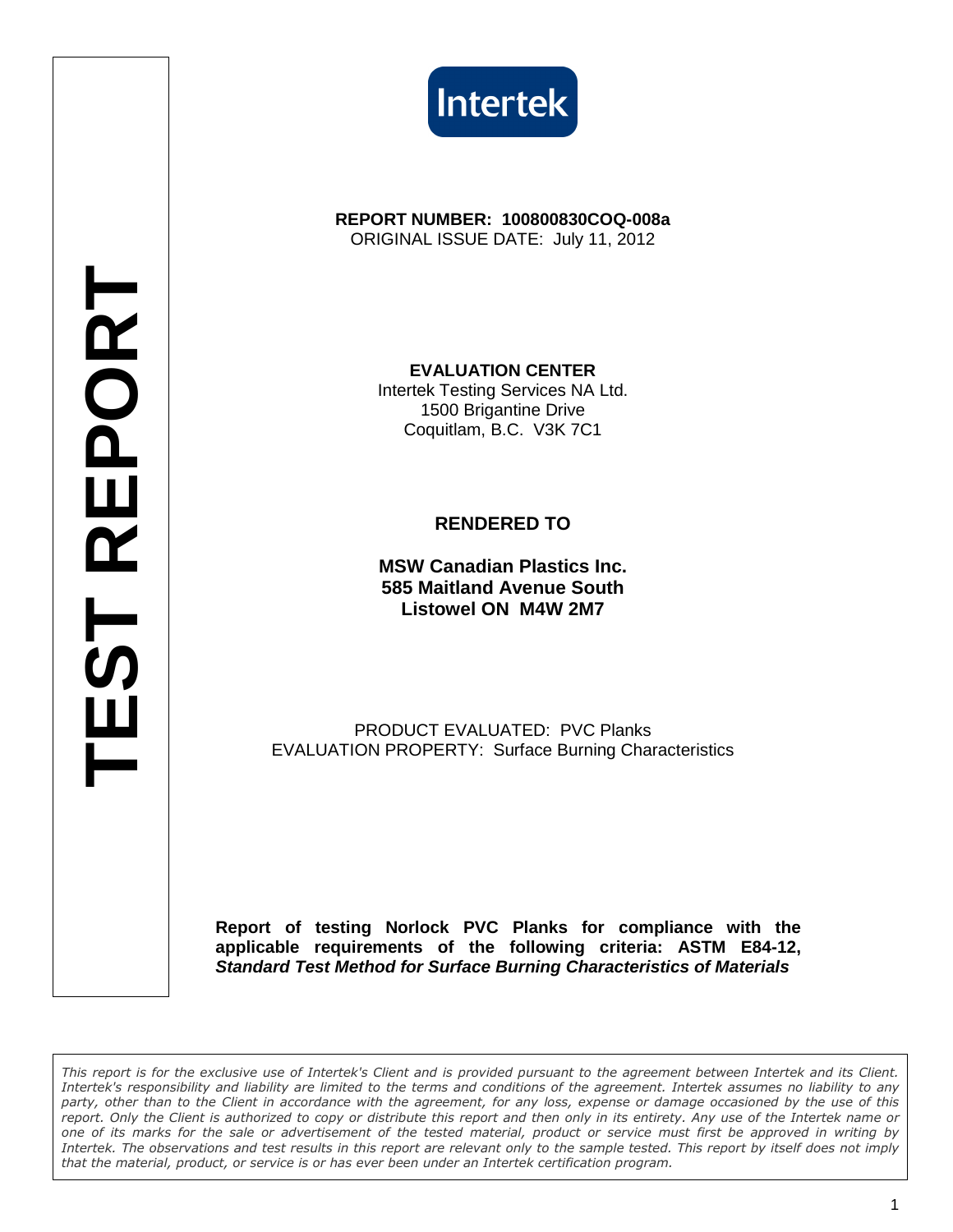# TEST REPORT

Intertek

**REPORT NUMBER: 100800830COQ-008a**
ORIGINAL ISSUE DATE: July 11, 2012

**EVALUATION CENTER**
Intertek Testing Services NA Ltd.
1500 Brigantine Drive
Coquitlam, B.C. V3K 7C1

**RENDERED TO**

**MSW Canadian Plastics Inc.**
**585 Maitland Avenue South**
**Listowel ON M4W 2M7**

PRODUCT EVALUATED: PVC Planks
EVALUATION PROPERTY: Surface Burning Characteristics

**Report of testing Norlock PVC Planks for compliance with the applicable requirements of the following criteria: ASTM E84-12, *Standard Test Method for Surface Burning Characteristics of Materials***

*This report is for the exclusive use of Intertek's Client and is provided pursuant to the agreement between Intertek and its Client. Intertek's responsibility and liability are limited to the terms and conditions of the agreement. Intertek assumes no liability to any party, other than to the Client in accordance with the agreement, for any loss, expense or damage occasioned by the use of this report. Only the Client is authorized to copy or distribute this report and then only in its entirety. Any use of the Intertek name or one of its marks for the sale or advertisement of the tested material, product or service must first be approved in writing by Intertek. The observations and test results in this report are relevant only to the sample tested. This report by itself does not imply that the material, product, or service is or has ever been under an Intertek certification program.*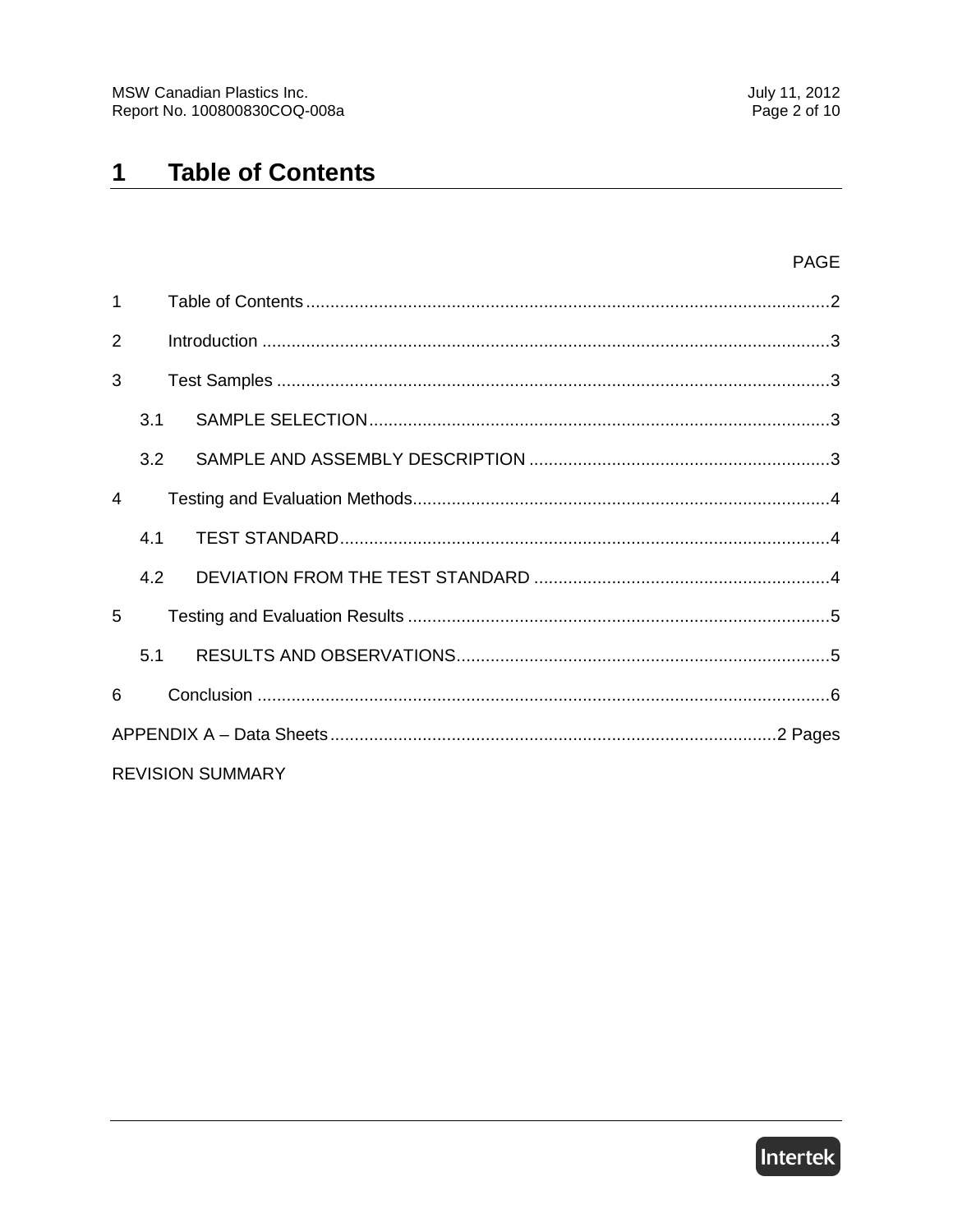# 1 Table of Contents

| | | PAGE |
|---|---|---|
| 1 | Table of Contents | 2 |
| 2 | Introduction | 3 |
| 3 | Test Samples | 3 |
| 3.1 | SAMPLE SELECTION | 3 |
| 3.2 | SAMPLE AND ASSEMBLY DESCRIPTION | 3 |
| 4 | Testing and Evaluation Methods | 4 |
| 4.1 | TEST STANDARD | 4 |
| 4.2 | DEVIATION FROM THE TEST STANDARD | 4 |
| 5 | Testing and Evaluation Results | 5 |
| 5.1 | RESULTS AND OBSERVATIONS | 5 |
| 6 | Conclusion | 6 |
| APPENDIX A – Data Sheets | | 2 Pages |
| REVISION SUMMARY | | |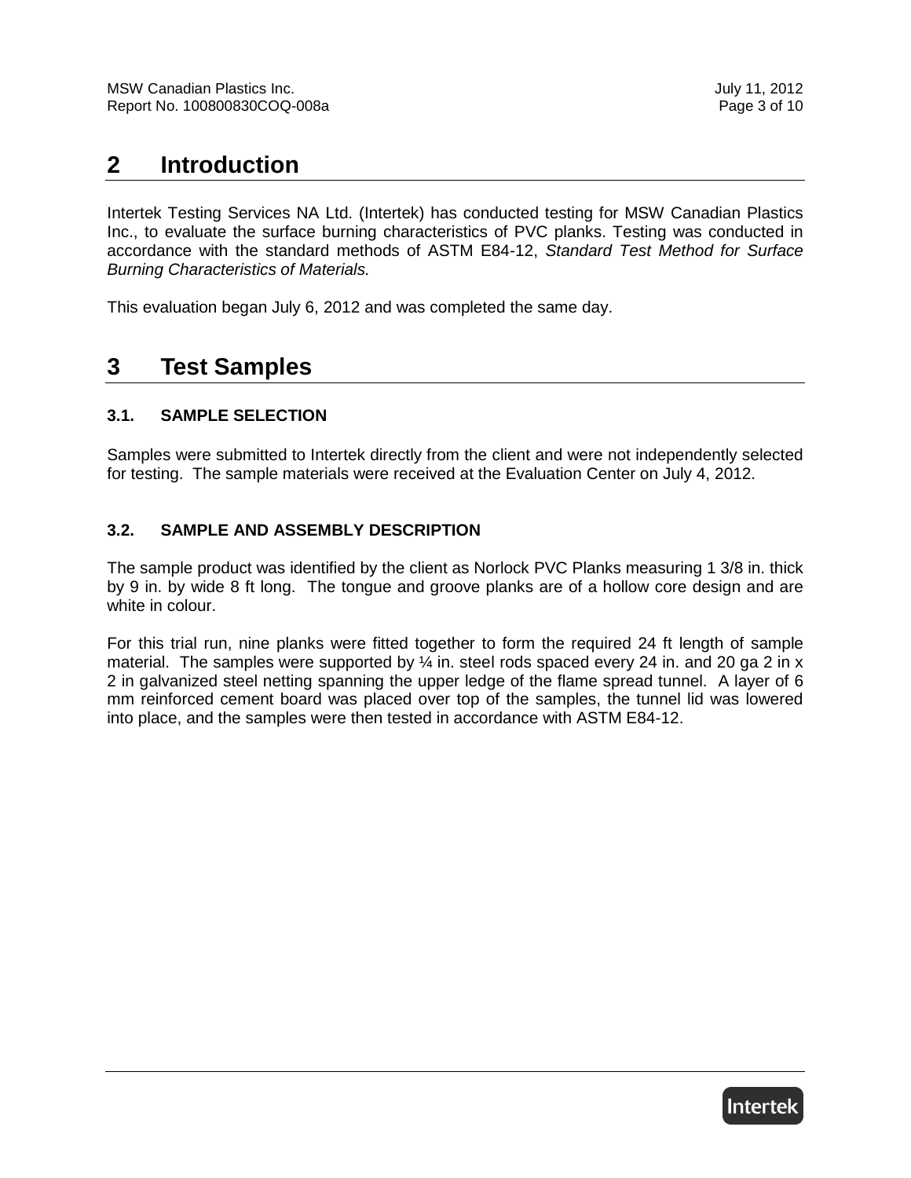## 2 Introduction

Intertek Testing Services NA Ltd. (Intertek) has conducted testing for MSW Canadian Plastics Inc., to evaluate the surface burning characteristics of PVC planks. Testing was conducted in accordance with the standard methods of ASTM E84-12, *Standard Test Method for Surface Burning Characteristics of Materials.*

This evaluation began July 6, 2012 and was completed the same day.

## 3 Test Samples

### 3.1. SAMPLE SELECTION

Samples were submitted to Intertek directly from the client and were not independently selected for testing. The sample materials were received at the Evaluation Center on July 4, 2012.

### 3.2. SAMPLE AND ASSEMBLY DESCRIPTION

The sample product was identified by the client as Norlock PVC Planks measuring 1 3/8 in. thick by 9 in. by wide 8 ft long. The tongue and groove planks are of a hollow core design and are white in colour.

For this trial run, nine planks were fitted together to form the required 24 ft length of sample material. The samples were supported by ¼ in. steel rods spaced every 24 in. and 20 ga 2 in x 2 in galvanized steel netting spanning the upper ledge of the flame spread tunnel. A layer of 6 mm reinforced cement board was placed over top of the samples, the tunnel lid was lowered into place, and the samples were then tested in accordance with ASTM E84-12.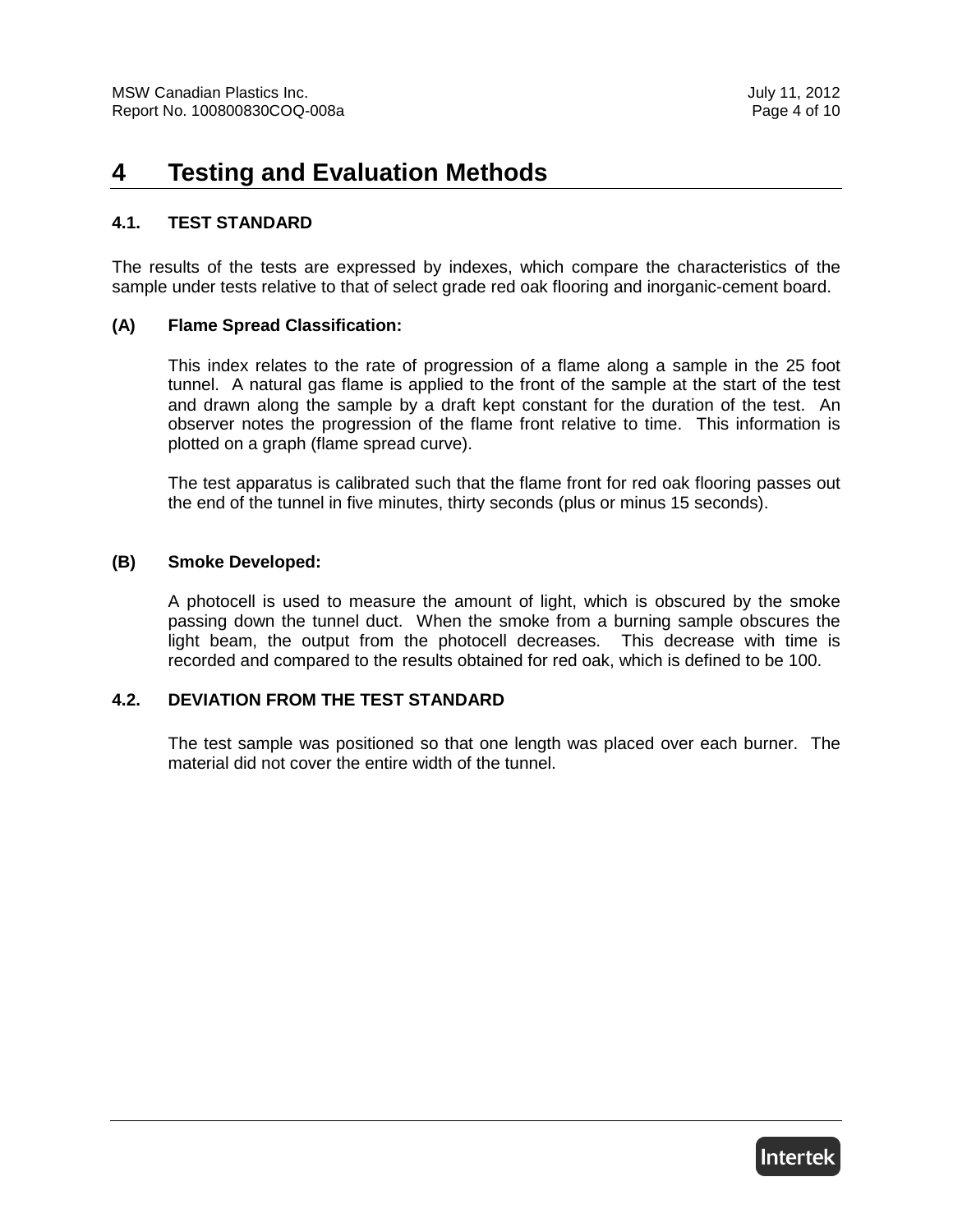# 4 Testing and Evaluation Methods

## 4.1. TEST STANDARD

The results of the tests are expressed by indexes, which compare the characteristics of the sample under tests relative to that of select grade red oak flooring and inorganic-cement board.

### (A) Flame Spread Classification:

This index relates to the rate of progression of a flame along a sample in the 25 foot tunnel. A natural gas flame is applied to the front of the sample at the start of the test and drawn along the sample by a draft kept constant for the duration of the test. An observer notes the progression of the flame front relative to time. This information is plotted on a graph (flame spread curve).

The test apparatus is calibrated such that the flame front for red oak flooring passes out the end of the tunnel in five minutes, thirty seconds (plus or minus 15 seconds).

### (B) Smoke Developed:

A photocell is used to measure the amount of light, which is obscured by the smoke passing down the tunnel duct. When the smoke from a burning sample obscures the light beam, the output from the photocell decreases. This decrease with time is recorded and compared to the results obtained for red oak, which is defined to be 100.

## 4.2. DEVIATION FROM THE TEST STANDARD

The test sample was positioned so that one length was placed over each burner. The material did not cover the entire width of the tunnel.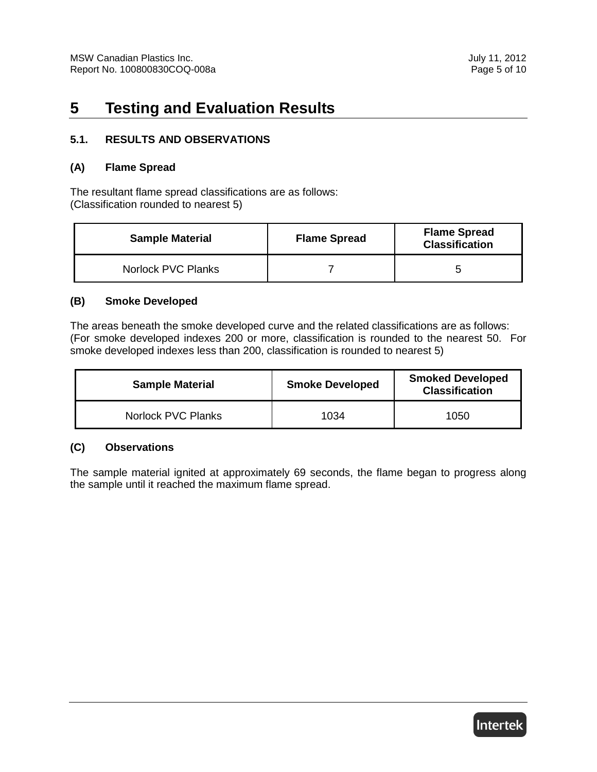# 5 Testing and Evaluation Results

## 5.1. RESULTS AND OBSERVATIONS

### (A) Flame Spread

The resultant flame spread classifications are as follows:
(Classification rounded to nearest 5)

| Sample Material | Flame Spread | Flame Spread Classification |
|---|---|---|
| Norlock PVC Planks | 7 | 5 |

### (B) Smoke Developed

The areas beneath the smoke developed curve and the related classifications are as follows:
(For smoke developed indexes 200 or more, classification is rounded to the nearest 50. For smoke developed indexes less than 200, classification is rounded to nearest 5)

| Sample Material | Smoke Developed | Smoked Developed Classification |
|---|---|---|
| Norlock PVC Planks | 1034 | 1050 |

### (C) Observations

The sample material ignited at approximately 69 seconds, the flame began to progress along the sample until it reached the maximum flame spread.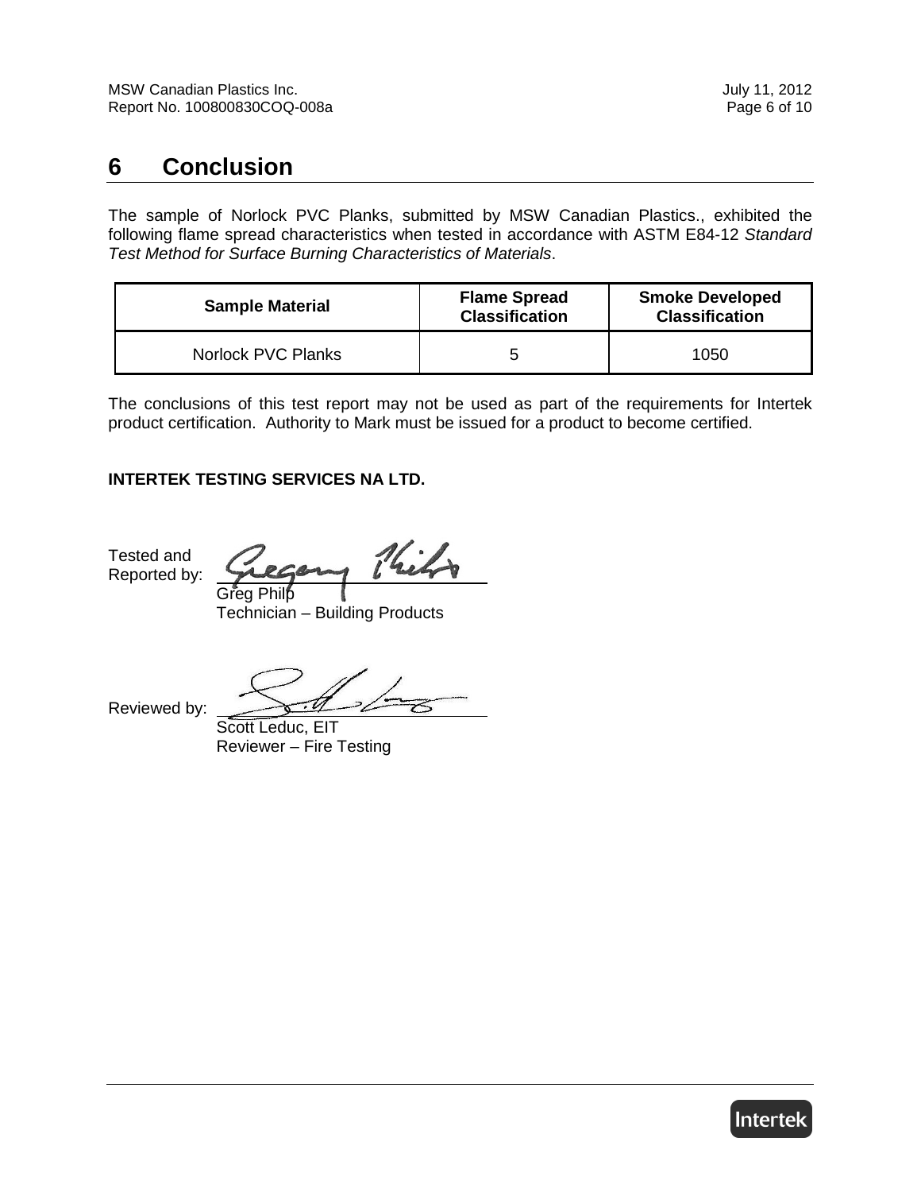# 6 Conclusion

The sample of Norlock PVC Planks, submitted by MSW Canadian Plastics., exhibited the following flame spread characteristics when tested in accordance with ASTM E84-12 *Standard Test Method for Surface Burning Characteristics of Materials*.

| Sample Material | Flame Spread Classification | Smoke Developed Classification |
|---|---|---|
| Norlock PVC Planks | 5 | 1050 |

The conclusions of this test report may not be used as part of the requirements for Intertek product certification. Authority to Mark must be issued for a product to become certified.

**INTERTEK TESTING SERVICES NA LTD.**

Tested and Reported by: Greg Philp
Technician – Building Products

Reviewed by: Scott Leduc, EIT
Reviewer – Fire Testing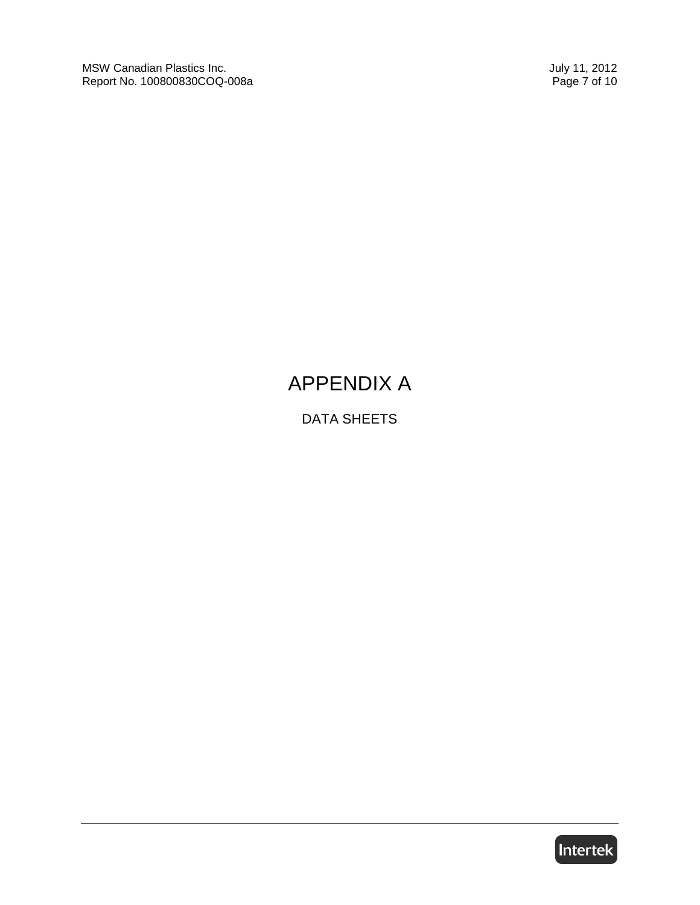# APPENDIX A

DATA SHEETS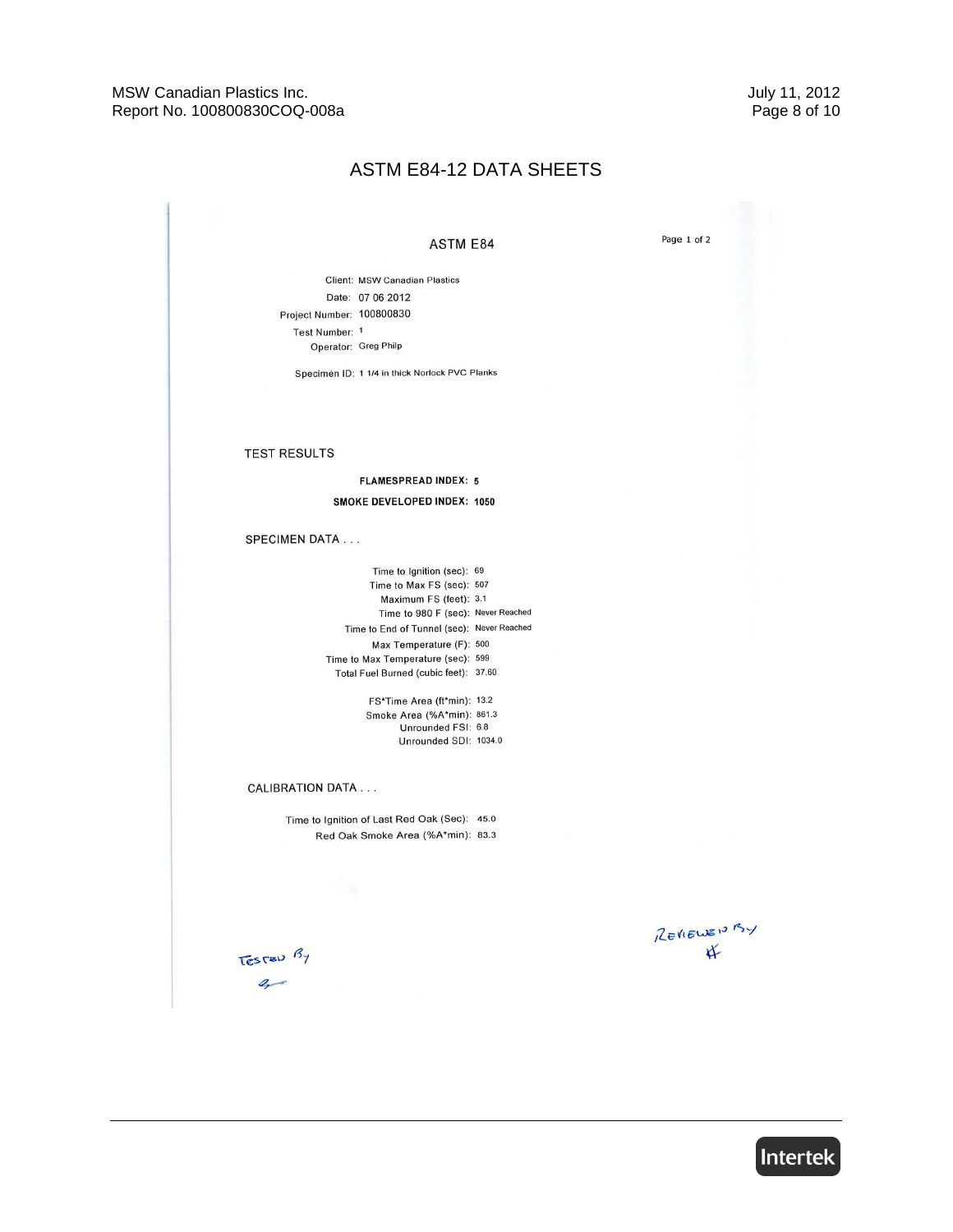# ASTM E84-12 DATA SHEETS

## ASTM E84

Page 1 of 2

Client: MSW Canadian Plastics
Date: 07 06 2012
Project Number: 100800830
Test Number: 1
Operator: Greg Philp

Specimen ID: 1 1/4 in thick Norlock PVC Planks

### TEST RESULTS

**FLAMESPREAD INDEX: 5**

**SMOKE DEVELOPED INDEX: 1050**

### SPECIMEN DATA . . .

Time to Ignition (sec): 69
Time to Max FS (sec): 507
Maximum FS (feet): 3.1
Time to 980 F (sec): Never Reached
Time to End of Tunnel (sec): Never Reached
Max Temperature (F): 500
Time to Max Temperature (sec): 599
Total Fuel Burned (cubic feet): 37.60

FS*Time Area (ft*min): 13.2
Smoke Area (%A*min): 861.3
Unrounded FSI: 6.8
Unrounded SDI: 1034.0

### CALIBRATION DATA . . .

Time to Ignition of Last Red Oak (Sec): 45.0
Red Oak Smoke Area (%A*min): 83.3

Tested By

Reviewed By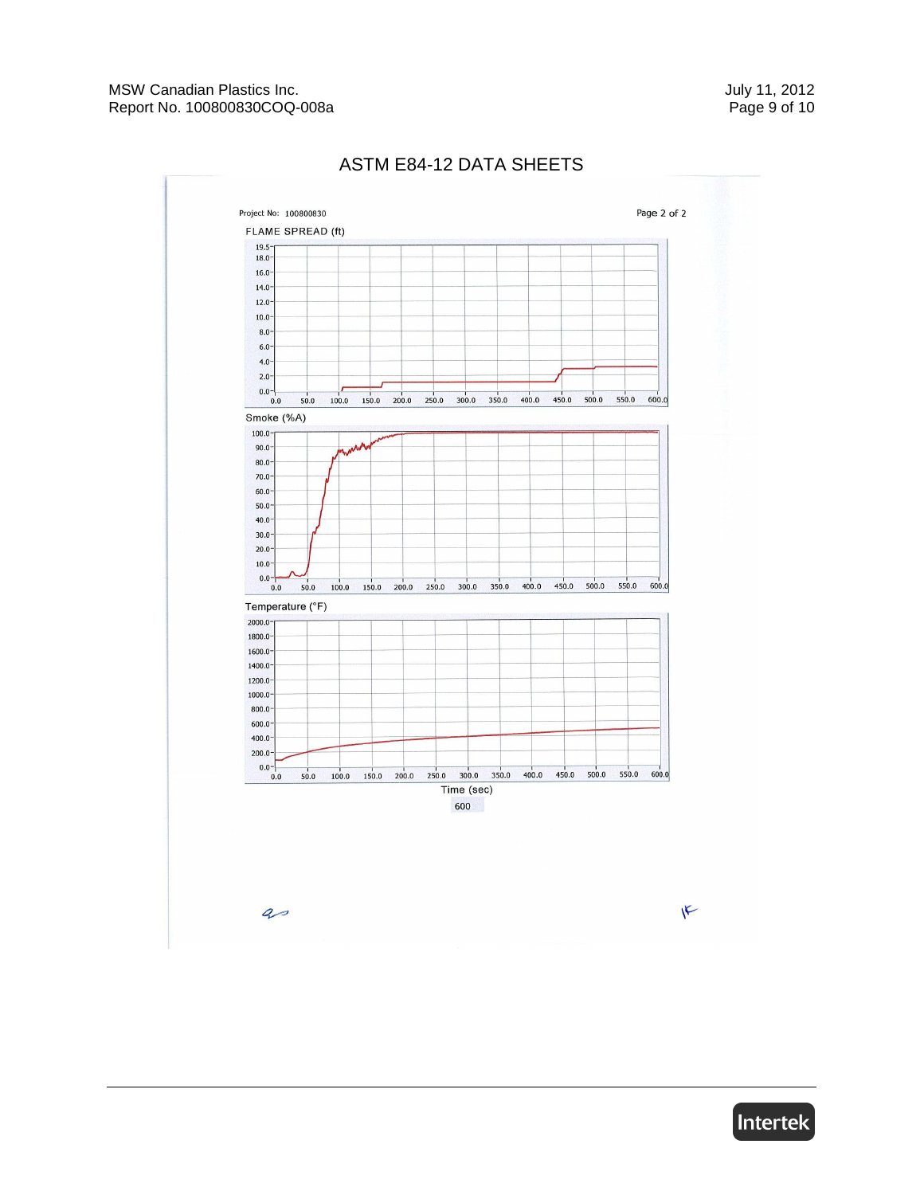# ASTM E84-12 DATA SHEETS

Project No: 100800830

Page 2 of 2

FLAME SPREAD (ft)

Smoke (%A)

Temperature (°F)

Time (sec)

600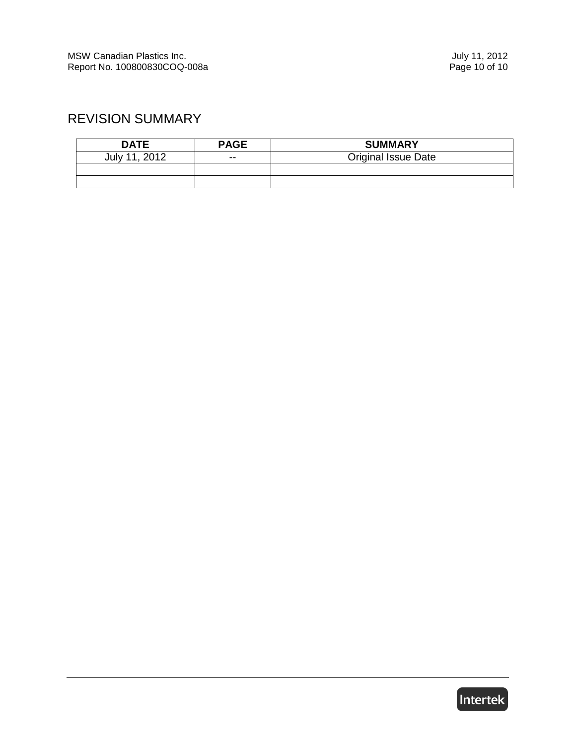# REVISION SUMMARY

| DATE | PAGE | SUMMARY |
| --- | --- | --- |
| July 11, 2012 | -- | Original Issue Date |
| | | |
| | | |